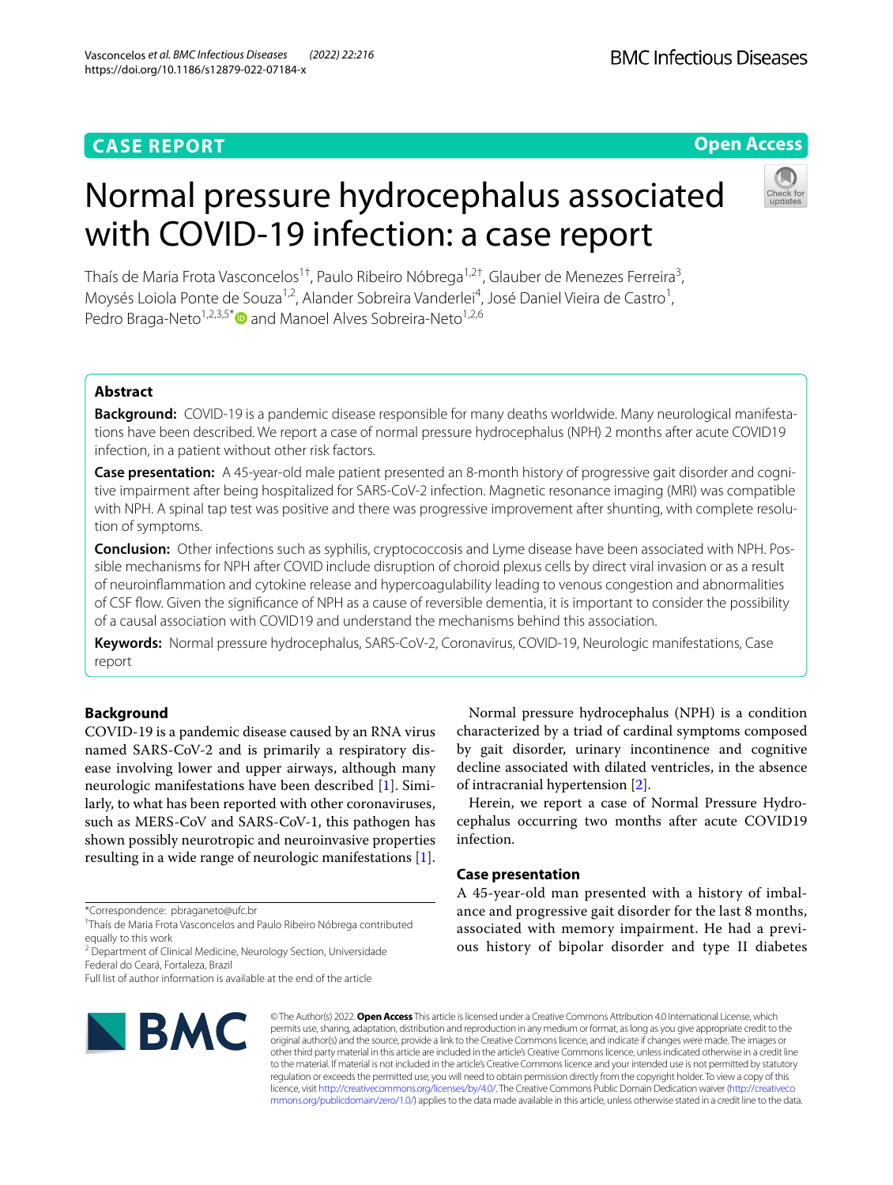CASE REPORT

Open Access

# Normal pressure hydrocephalus associated with COVID-19 infection: a case report

Thaís de Maria Frota Vasconcelos[1†], Paulo Ribeiro Nóbrega[1,2†], Glauber de Menezes Ferreira[3], Moysés Loiola Ponte de Souza[1,2], Alander Sobreira Vanderlei[4], José Daniel Vieira de Castro[1], Pedro Braga-Neto[1,2,3,5*] and Manoel Alves Sobreira-Neto[1,2,6]

## Abstract

**Background:** COVID-19 is a pandemic disease responsible for many deaths worldwide. Many neurological manifestations have been described. We report a case of normal pressure hydrocephalus (NPH) 2 months after acute COVID19 infection, in a patient without other risk factors.

**Case presentation:** A 45-year-old male patient presented an 8-month history of progressive gait disorder and cognitive impairment after being hospitalized for SARS-CoV-2 infection. Magnetic resonance imaging (MRI) was compatible with NPH. A spinal tap test was positive and there was progressive improvement after shunting, with complete resolution of symptoms.

**Conclusion:** Other infections such as syphilis, cryptococcosis and Lyme disease have been associated with NPH. Possible mechanisms for NPH after COVID include disruption of choroid plexus cells by direct viral invasion or as a result of neuroinflammation and cytokine release and hypercoagulability leading to venous congestion and abnormalities of CSF flow. Given the significance of NPH as a cause of reversible dementia, it is important to consider the possibility of a causal association with COVID19 and understand the mechanisms behind this association.

**Keywords:** Normal pressure hydrocephalus, SARS-CoV-2, Coronavirus, COVID-19, Neurologic manifestations, Case report

## Background

COVID-19 is a pandemic disease caused by an RNA virus named SARS-CoV-2 and is primarily a respiratory disease involving lower and upper airways, although many neurologic manifestations have been described [1]. Similarly, to what has been reported with other coronaviruses, such as MERS-CoV and SARS-CoV-1, this pathogen has shown possibly neurotropic and neuroinvasive properties resulting in a wide range of neurologic manifestations [1].

Normal pressure hydrocephalus (NPH) is a condition characterized by a triad of cardinal symptoms composed by gait disorder, urinary incontinence and cognitive decline associated with dilated ventricles, in the absence of intracranial hypertension [2].

Herein, we report a case of Normal Pressure Hydrocephalus occurring two months after acute COVID19 infection.

## Case presentation

A 45-year-old man presented with a history of imbalance and progressive gait disorder for the last 8 months, associated with memory impairment. He had a previous history of bipolar disorder and type II diabetes

*Correspondence: pbraganeto@ufc.br

†Thaís de Maria Frota Vasconcelos and Paulo Ribeiro Nóbrega contributed equally to this work

[2] Department of Clinical Medicine, Neurology Section, Universidade Federal do Ceará, Fortaleza, Brazil

Full list of author information is available at the end of the article

© The Author(s) 2022. **Open Access** This article is licensed under a Creative Commons Attribution 4.0 International License, which permits use, sharing, adaptation, distribution and reproduction in any medium or format, as long as you give appropriate credit to the original author(s) and the source, provide a link to the Creative Commons licence, and indicate if changes were made. The images or other third party material in this article are included in the article's Creative Commons licence, unless indicated otherwise in a credit line to the material. If material is not included in the article's Creative Commons licence and your intended use is not permitted by statutory regulation or exceeds the permitted use, you will need to obtain permission directly from the copyright holder. To view a copy of this licence, visit http://creativecommons.org/licenses/by/4.0/. The Creative Commons Public Domain Dedication waiver (http://creativecommons.org/publicdomain/zero/1.0/) applies to the data made available in this article, unless otherwise stated in a credit line to the data.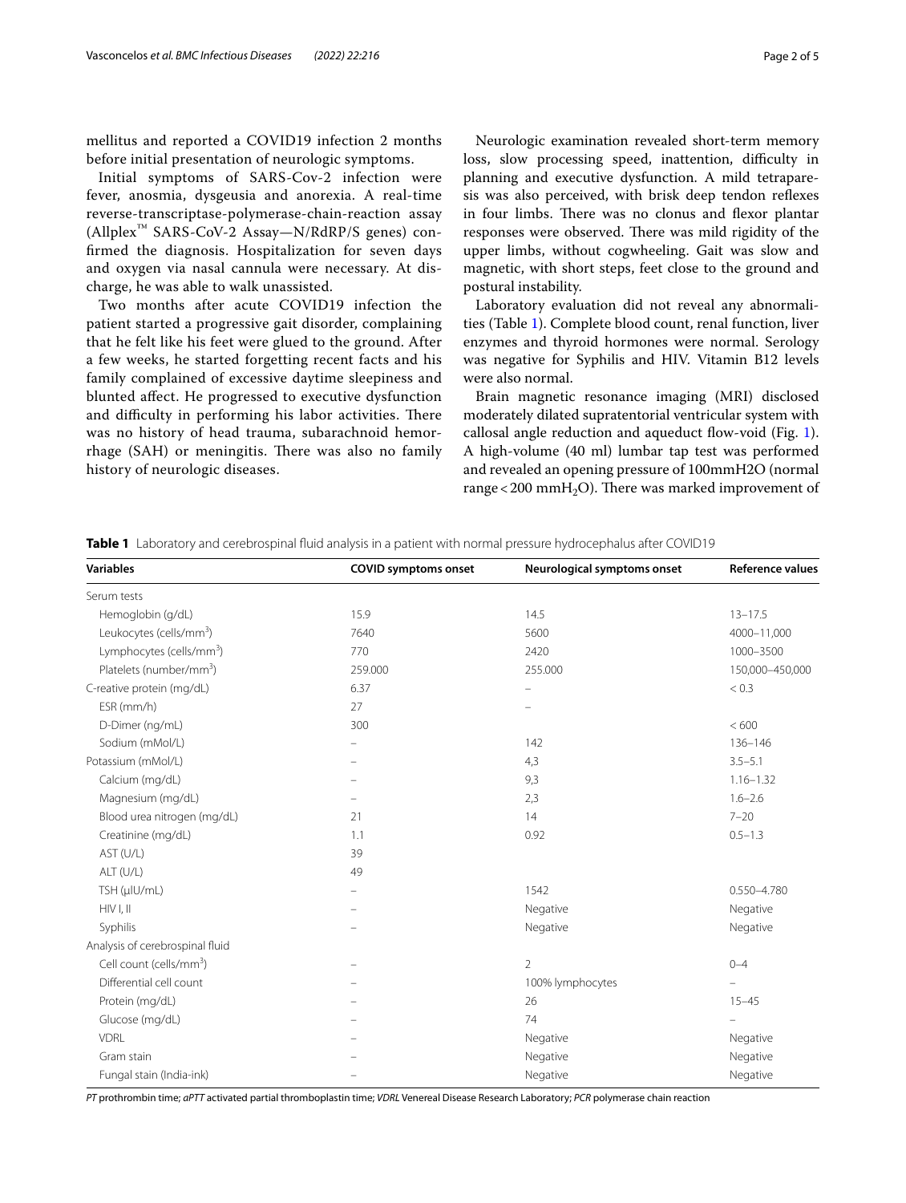mellitus and reported a COVID19 infection 2 months before initial presentation of neurologic symptoms.

Initial symptoms of SARS-Cov-2 infection were fever, anosmia, dysgeusia and anorexia. A real-time reverse-transcriptase-polymerase-chain-reaction assay (Allplex™ SARS-CoV-2 Assay—N/RdRP/S genes) confirmed the diagnosis. Hospitalization for seven days and oxygen via nasal cannula were necessary. At discharge, he was able to walk unassisted.

Two months after acute COVID19 infection the patient started a progressive gait disorder, complaining that he felt like his feet were glued to the ground. After a few weeks, he started forgetting recent facts and his family complained of excessive daytime sleepiness and blunted affect. He progressed to executive dysfunction and difficulty in performing his labor activities. There was no history of head trauma, subarachnoid hemorrhage (SAH) or meningitis. There was also no family history of neurologic diseases.

Neurologic examination revealed short-term memory loss, slow processing speed, inattention, difficulty in planning and executive dysfunction. A mild tetraparesis was also perceived, with brisk deep tendon reflexes in four limbs. There was no clonus and flexor plantar responses were observed. There was mild rigidity of the upper limbs, without cogwheeling. Gait was slow and magnetic, with short steps, feet close to the ground and postural instability.

Laboratory evaluation did not reveal any abnormalities (Table 1). Complete blood count, renal function, liver enzymes and thyroid hormones were normal. Serology was negative for Syphilis and HIV. Vitamin B12 levels were also normal.

Brain magnetic resonance imaging (MRI) disclosed moderately dilated supratentorial ventricular system with callosal angle reduction and aqueduct flow-void (Fig. 1). A high-volume (40 ml) lumbar tap test was performed and revealed an opening pressure of 100mmH2O (normal range < 200 $mmH_2O$). There was marked improvement of

**Table 1** Laboratory and cerebrospinal fluid analysis in a patient with normal pressure hydrocephalus after COVID19

| Variables | COVID symptoms onset | Neurological symptoms onset | Reference values |
|---|---|---|---|
| Serum tests | | | |
| Hemoglobin (g/dL) | 15.9 | 14.5 | 13–17.5 |
| Leukocytes (cells/mm$^3$) | 7640 | 5600 | 4000–11,000 |
| Lymphocytes (cells/mm$^3$) | 770 | 2420 | 1000–3500 |
| Platelets (number/mm$^3$) | 259.000 | 255.000 | 150,000–450,000 |
| C-reative protein (mg/dL) | 6.37 | – | < 0.3 |
| ESR (mm/h) | 27 | – | |
| D-Dimer (ng/mL) | 300 | | < 600 |
| Sodium (mMol/L) | – | 142 | 136–146 |
| Potassium (mMol/L) | – | 4,3 | 3.5–5.1 |
| Calcium (mg/dL) | – | 9,3 | 1.16–1.32 |
| Magnesium (mg/dL) | – | 2,3 | 1.6–2.6 |
| Blood urea nitrogen (mg/dL) | 21 | 14 | 7–20 |
| Creatinine (mg/dL) | 1.1 | 0.92 | 0.5–1.3 |
| AST (U/L) | 39 | | |
| ALT (U/L) | 49 | | |
| TSH (µlU/mL) | – | 1542 | 0.550–4.780 |
| HIV I, II | – | Negative | Negative |
| Syphilis | – | Negative | Negative |
| Analysis of cerebrospinal fluid | | | |
| Cell count (cells/mm$^3$) | – | 2 | 0–4 |
| Differential cell count | – | 100% lymphocytes | – |
| Protein (mg/dL) | – | 26 | 15–45 |
| Glucose (mg/dL) | – | 74 | – |
| VDRL | – | Negative | Negative |
| Gram stain | – | Negative | Negative |
| Fungal stain (India-ink) | – | Negative | Negative |

*PT* prothrombin time; *aPTT* activated partial thromboplastin time; *VDRL* Venereal Disease Research Laboratory; *PCR* polymerase chain reaction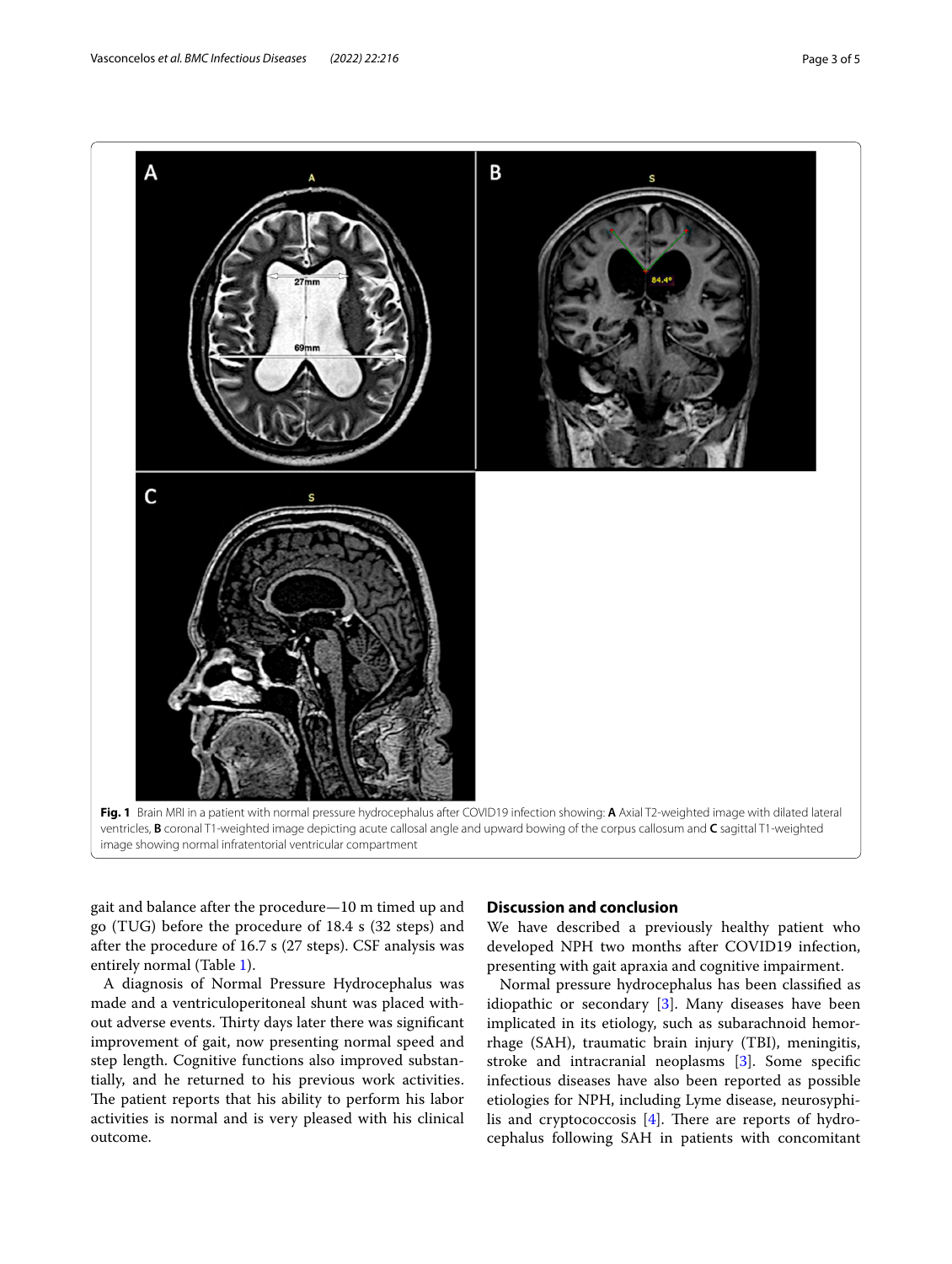**Fig. 1** Brain MRI in a patient with normal pressure hydrocephalus after COVID19 infection showing: **A** Axial T2-weighted image with dilated lateral ventricles, **B** coronal T1-weighted image depicting acute callosal angle and upward bowing of the corpus callosum and **C** sagittal T1-weighted image showing normal infratentorial ventricular compartment

gait and balance after the procedure—10 m timed up and go (TUG) before the procedure of 18.4 s (32 steps) and after the procedure of 16.7 s (27 steps). CSF analysis was entirely normal (Table 1).

A diagnosis of Normal Pressure Hydrocephalus was made and a ventriculoperitoneal shunt was placed without adverse events. Thirty days later there was significant improvement of gait, now presenting normal speed and step length. Cognitive functions also improved substantially, and he returned to his previous work activities. The patient reports that his ability to perform his labor activities is normal and is very pleased with his clinical outcome.

## Discussion and conclusion

We have described a previously healthy patient who developed NPH two months after COVID19 infection, presenting with gait apraxia and cognitive impairment.

Normal pressure hydrocephalus has been classified as idiopathic or secondary [3]. Many diseases have been implicated in its etiology, such as subarachnoid hemorrhage (SAH), traumatic brain injury (TBI), meningitis, stroke and intracranial neoplasms [3]. Some specific infectious diseases have also been reported as possible etiologies for NPH, including Lyme disease, neurosyphilis and cryptococcosis [4]. There are reports of hydrocephalus following SAH in patients with concomitant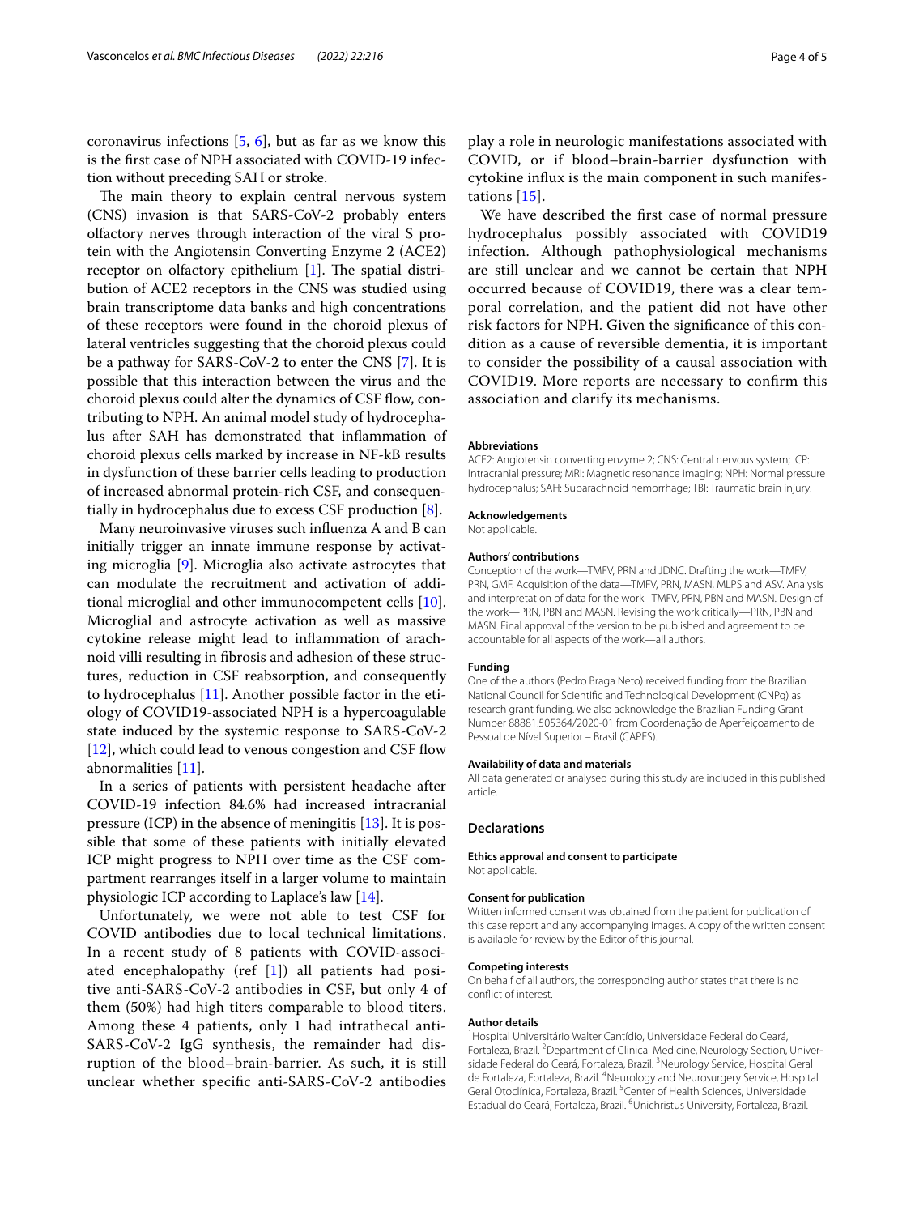coronavirus infections [5, 6], but as far as we know this is the first case of NPH associated with COVID-19 infection without preceding SAH or stroke.

The main theory to explain central nervous system (CNS) invasion is that SARS-CoV-2 probably enters olfactory nerves through interaction of the viral S protein with the Angiotensin Converting Enzyme 2 (ACE2) receptor on olfactory epithelium [1]. The spatial distribution of ACE2 receptors in the CNS was studied using brain transcriptome data banks and high concentrations of these receptors were found in the choroid plexus of lateral ventricles suggesting that the choroid plexus could be a pathway for SARS-CoV-2 to enter the CNS [7]. It is possible that this interaction between the virus and the choroid plexus could alter the dynamics of CSF flow, contributing to NPH. An animal model study of hydrocephalus after SAH has demonstrated that inflammation of choroid plexus cells marked by increase in NF-kB results in dysfunction of these barrier cells leading to production of increased abnormal protein-rich CSF, and consequentially in hydrocephalus due to excess CSF production [8].

Many neuroinvasive viruses such influenza A and B can initially trigger an innate immune response by activating microglia [9]. Microglia also activate astrocytes that can modulate the recruitment and activation of additional microglial and other immunocompetent cells [10]. Microglial and astrocyte activation as well as massive cytokine release might lead to inflammation of arachnoid villi resulting in fibrosis and adhesion of these structures, reduction in CSF reabsorption, and consequently to hydrocephalus [11]. Another possible factor in the etiology of COVID19-associated NPH is a hypercoagulable state induced by the systemic response to SARS-CoV-2 [12], which could lead to venous congestion and CSF flow abnormalities [11].

In a series of patients with persistent headache after COVID-19 infection 84.6% had increased intracranial pressure (ICP) in the absence of meningitis [13]. It is possible that some of these patients with initially elevated ICP might progress to NPH over time as the CSF compartment rearranges itself in a larger volume to maintain physiologic ICP according to Laplace's law [14].

Unfortunately, we were not able to test CSF for COVID antibodies due to local technical limitations. In a recent study of 8 patients with COVID-associated encephalopathy (ref [1]) all patients had positive anti-SARS-CoV-2 antibodies in CSF, but only 4 of them (50%) had high titers comparable to blood titers. Among these 4 patients, only 1 had intrathecal anti-SARS-CoV-2 IgG synthesis, the remainder had disruption of the blood–brain-barrier. As such, it is still unclear whether specific anti-SARS-CoV-2 antibodies play a role in neurologic manifestations associated with COVID, or if blood–brain-barrier dysfunction with cytokine influx is the main component in such manifestations [15].

We have described the first case of normal pressure hydrocephalus possibly associated with COVID19 infection. Although pathophysiological mechanisms are still unclear and we cannot be certain that NPH occurred because of COVID19, there was a clear temporal correlation, and the patient did not have other risk factors for NPH. Given the significance of this condition as a cause of reversible dementia, it is important to consider the possibility of a causal association with COVID19. More reports are necessary to confirm this association and clarify its mechanisms.

#### Abbreviations
ACE2: Angiotensin converting enzyme 2; CNS: Central nervous system; ICP: Intracranial pressure; MRI: Magnetic resonance imaging; NPH: Normal pressure hydrocephalus; SAH: Subarachnoid hemorrhage; TBI: Traumatic brain injury.

#### Acknowledgements
Not applicable.

#### Authors' contributions
Conception of the work—TMFV, PRN and JDNC. Drafting the work—TMFV, PRN, GMF. Acquisition of the data—TMFV, PRN, MASN, MLPS and ASV. Analysis and interpretation of data for the work –TMFV, PRN, PBN and MASN. Design of the work—PRN, PBN and MASN. Revising the work critically—PRN, PBN and MASN. Final approval of the version to be published and agreement to be accountable for all aspects of the work—all authors.

#### Funding
One of the authors (Pedro Braga Neto) received funding from the Brazilian National Council for Scientific and Technological Development (CNPq) as research grant funding. We also acknowledge the Brazilian Funding Grant Number 88881.505364/2020-01 from Coordenação de Aperfeiçoamento de Pessoal de Nível Superior – Brasil (CAPES).

#### Availability of data and materials
All data generated or analysed during this study are included in this published article.

## Declarations

#### Ethics approval and consent to participate
Not applicable.

#### Consent for publication
Written informed consent was obtained from the patient for publication of this case report and any accompanying images. A copy of the written consent is available for review by the Editor of this journal.

#### Competing interests
On behalf of all authors, the corresponding author states that there is no conflict of interest.

#### Author details
[1]Hospital Universitário Walter Cantídio, Universidade Federal do Ceará, Fortaleza, Brazil. [2]Department of Clinical Medicine, Neurology Section, Universidade Federal do Ceará, Fortaleza, Brazil. [3]Neurology Service, Hospital Geral de Fortaleza, Fortaleza, Brazil. [4]Neurology and Neurosurgery Service, Hospital Geral Otoclínica, Fortaleza, Brazil. [5]Center of Health Sciences, Universidade Estadual do Ceará, Fortaleza, Brazil. [6]Unichristus University, Fortaleza, Brazil.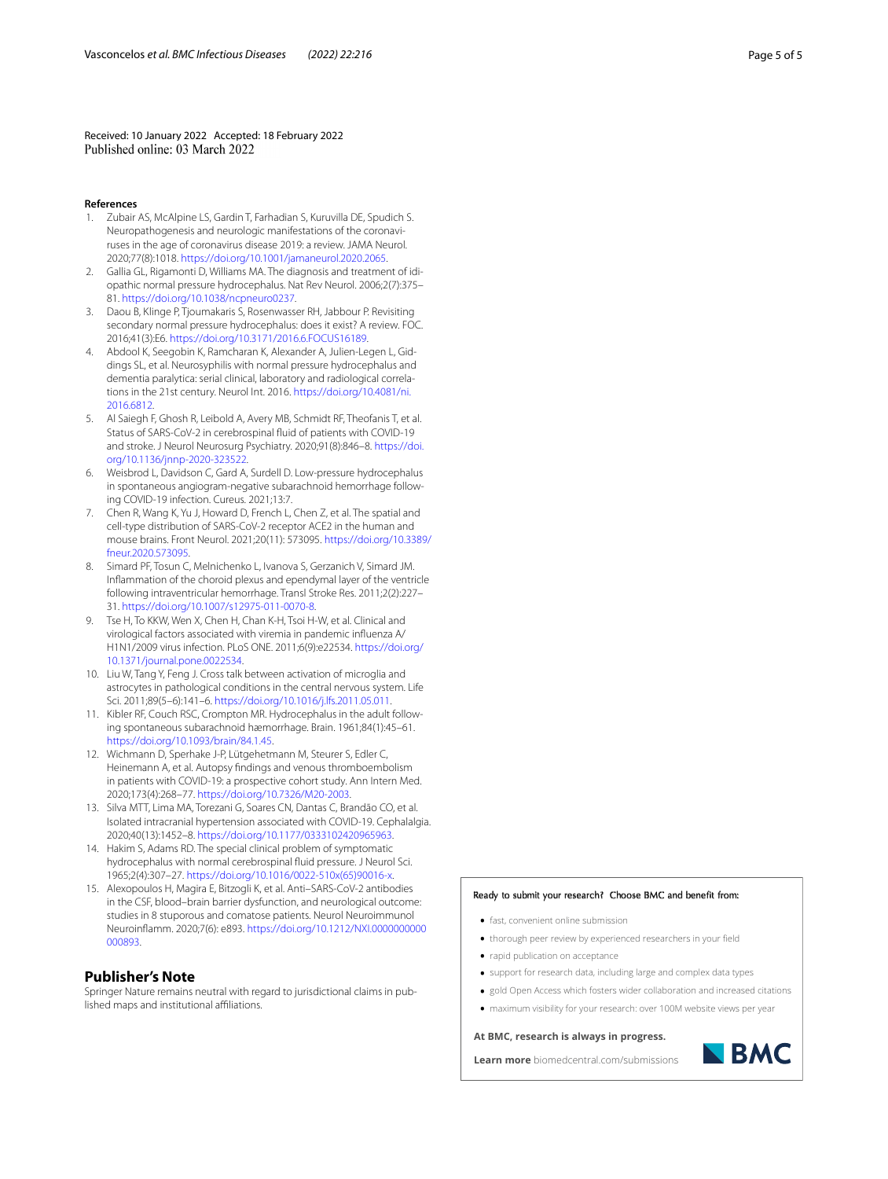Received: 10 January 2022 Accepted: 18 February 2022
Published online: 03 March 2022

## References

1. Zubair AS, McAlpine LS, Gardin T, Farhadian S, Kuruvilla DE, Spudich S. Neuropathogenesis and neurologic manifestations of the coronaviruses in the age of coronavirus disease 2019: a review. JAMA Neurol. 2020;77(8):1018. https://doi.org/10.1001/jamaneurol.2020.2065.
2. Gallia GL, Rigamonti D, Williams MA. The diagnosis and treatment of idiopathic normal pressure hydrocephalus. Nat Rev Neurol. 2006;2(7):375–81. https://doi.org/10.1038/ncpneuro0237.
3. Daou B, Klinge P, Tjoumakaris S, Rosenwasser RH, Jabbour P. Revisiting secondary normal pressure hydrocephalus: does it exist? A review. FOC. 2016;41(3):E6. https://doi.org/10.3171/2016.6.FOCUS16189.
4. Abdool K, Seegobin K, Ramcharan K, Alexander A, Julien-Legen L, Giddings SL, et al. Neurosyphilis with normal pressure hydrocephalus and dementia paralytica: serial clinical, laboratory and radiological correlations in the 21st century. Neurol Int. 2016. https://doi.org/10.4081/ni.2016.6812.
5. Al Saiegh F, Ghosh R, Leibold A, Avery MB, Schmidt RF, Theofanis T, et al. Status of SARS-CoV-2 in cerebrospinal fluid of patients with COVID-19 and stroke. J Neurol Neurosurg Psychiatry. 2020;91(8):846–8. https://doi.org/10.1136/jnnp-2020-323522.
6. Weisbrod L, Davidson C, Gard A, Surdell D. Low-pressure hydrocephalus in spontaneous angiogram-negative subarachnoid hemorrhage following COVID-19 infection. Cureus. 2021;13:7.
7. Chen R, Wang K, Yu J, Howard D, French L, Chen Z, et al. The spatial and cell-type distribution of SARS-CoV-2 receptor ACE2 in the human and mouse brains. Front Neurol. 2021;20(11): 573095. https://doi.org/10.3389/fneur.2020.573095.
8. Simard PF, Tosun C, Melnichenko L, Ivanova S, Gerzanich V, Simard JM. Inflammation of the choroid plexus and ependymal layer of the ventricle following intraventricular hemorrhage. Transl Stroke Res. 2011;2(2):227–31. https://doi.org/10.1007/s12975-011-0070-8.
9. Tse H, To KKW, Wen X, Chen H, Chan K-H, Tsoi H-W, et al. Clinical and virological factors associated with viremia in pandemic influenza A/H1N1/2009 virus infection. PLoS ONE. 2011;6(9):e22534. https://doi.org/10.1371/journal.pone.0022534.
10. Liu W, Tang Y, Feng J. Cross talk between activation of microglia and astrocytes in pathological conditions in the central nervous system. Life Sci. 2011;89(5–6):141–6. https://doi.org/10.1016/j.lfs.2011.05.011.
11. Kibler RF, Couch RSC, Crompton MR. Hydrocephalus in the adult following spontaneous subarachnoid hæmorrhage. Brain. 1961;84(1):45–61. https://doi.org/10.1093/brain/84.1.45.
12. Wichmann D, Sperhake J-P, Lütgehetmann M, Steurer S, Edler C, Heinemann A, et al. Autopsy findings and venous thromboembolism in patients with COVID-19: a prospective cohort study. Ann Intern Med. 2020;173(4):268–77. https://doi.org/10.7326/M20-2003.
13. Silva MTT, Lima MA, Torezani G, Soares CN, Dantas C, Brandão CO, et al. Isolated intracranial hypertension associated with COVID-19. Cephalalgia. 2020;40(13):1452–8. https://doi.org/10.1177/0333102420965963.
14. Hakim S, Adams RD. The special clinical problem of symptomatic hydrocephalus with normal cerebrospinal fluid pressure. J Neurol Sci. 1965;2(4):307–27. https://doi.org/10.1016/0022-510x(65)90016-x.
15. Alexopoulos H, Magira E, Bitzogli K, et al. Anti–SARS-CoV-2 antibodies in the CSF, blood–brain barrier dysfunction, and neurological outcome: studies in 8 stuporous and comatose patients. Neurol Neuroimmunol Neuroinflamm. 2020;7(6): e893. https://doi.org/10.1212/NXI.0000000000000893.

## Publisher's Note

Springer Nature remains neutral with regard to jurisdictional claims in published maps and institutional affiliations.

Ready to submit your research? Choose BMC and benefit from:

- fast, convenient online submission
- thorough peer review by experienced researchers in your field
- rapid publication on acceptance
- support for research data, including large and complex data types
- gold Open Access which fosters wider collaboration and increased citations
- maximum visibility for your research: over 100M website views per year

**At BMC, research is always in progress.**

**Learn more** biomedcentral.com/submissions

BMC